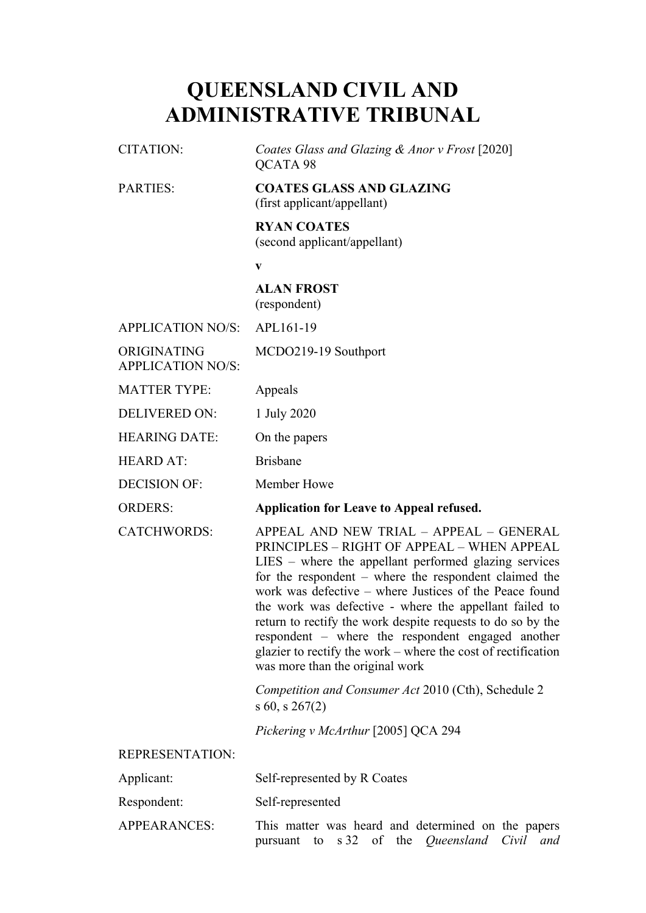# QUEENSLAND CIVIL AND ADMINISTRATIVE TRIBUNAL

| | |
|---|---|
| CITATION: | *Coates Glass and Glazing & Anor v Frost* [2020] QCATA 98 |
| PARTIES: | **COATES GLASS AND GLAZING**<br>(first applicant/appellant)<br><br>**RYAN COATES**<br>(second applicant/appellant)<br><br>**v**<br><br>**ALAN FROST**<br>(respondent) |
| APPLICATION NO/S: | APL161-19 |
| ORIGINATING APPLICATION NO/S: | MCDO219-19 Southport |
| MATTER TYPE: | Appeals |
| DELIVERED ON: | 1 July 2020 |
| HEARING DATE: | On the papers |
| HEARD AT: | Brisbane |
| DECISION OF: | Member Howe |
| ORDERS: | **Application for Leave to Appeal refused.** |
| CATCHWORDS: | APPEAL AND NEW TRIAL – APPEAL – GENERAL PRINCIPLES – RIGHT OF APPEAL – WHEN APPEAL LIES – where the appellant performed glazing services for the respondent – where the respondent claimed the work was defective – where Justices of the Peace found the work was defective - where the appellant failed to return to rectify the work despite requests to do so by the respondent – where the respondent engaged another glazier to rectify the work – where the cost of rectification was more than the original work<br><br>*Competition and Consumer Act* 2010 (Cth), Schedule 2 s 60, s 267(2)<br><br>*Pickering v McArthur* [2005] QCA 294 |
| REPRESENTATION: | |
| Applicant: | Self-represented by R Coates |
| Respondent: | Self-represented |
| APPEARANCES: | This matter was heard and determined on the papers pursuant to s 32 of the *Queensland Civil and* |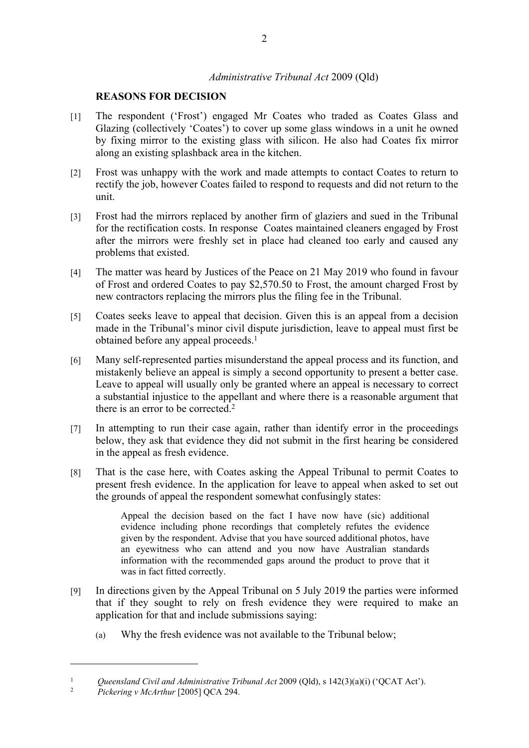*Administrative Tribunal Act* 2009 (Qld)

## REASONS FOR DECISION

[1] The respondent ('Frost') engaged Mr Coates who traded as Coates Glass and Glazing (collectively 'Coates') to cover up some glass windows in a unit he owned by fixing mirror to the existing glass with silicon. He also had Coates fix mirror along an existing splashback area in the kitchen.

[2] Frost was unhappy with the work and made attempts to contact Coates to return to rectify the job, however Coates failed to respond to requests and did not return to the unit.

[3] Frost had the mirrors replaced by another firm of glaziers and sued in the Tribunal for the rectification costs. In response Coates maintained cleaners engaged by Frost after the mirrors were freshly set in place had cleaned too early and caused any problems that existed.

[4] The matter was heard by Justices of the Peace on 21 May 2019 who found in favour of Frost and ordered Coates to pay $2,570.50 to Frost, the amount charged Frost by new contractors replacing the mirrors plus the filing fee in the Tribunal.

[5] Coates seeks leave to appeal that decision. Given this is an appeal from a decision made in the Tribunal's minor civil dispute jurisdiction, leave to appeal must first be obtained before any appeal proceeds.[1]

[6] Many self-represented parties misunderstand the appeal process and its function, and mistakenly believe an appeal is simply a second opportunity to present a better case. Leave to appeal will usually only be granted where an appeal is necessary to correct a substantial injustice to the appellant and where there is a reasonable argument that there is an error to be corrected.[2]

[7] In attempting to run their case again, rather than identify error in the proceedings below, they ask that evidence they did not submit in the first hearing be considered in the appeal as fresh evidence.

[8] That is the case here, with Coates asking the Appeal Tribunal to permit Coates to present fresh evidence. In the application for leave to appeal when asked to set out the grounds of appeal the respondent somewhat confusingly states:

> Appeal the decision based on the fact I have now have (sic) additional evidence including phone recordings that completely refutes the evidence given by the respondent. Advise that you have sourced additional photos, have an eyewitness who can attend and you now have Australian standards information with the recommended gaps around the product to prove that it was in fact fitted correctly.

[9] In directions given by the Appeal Tribunal on 5 July 2019 the parties were informed that if they sought to rely on fresh evidence they were required to make an application for that and include submissions saying:

(a) Why the fresh evidence was not available to the Tribunal below;

---

[1] *Queensland Civil and Administrative Tribunal Act* 2009 (Qld), s 142(3)(a)(i) ('QCAT Act').

[2] *Pickering v McArthur* [2005] QCA 294.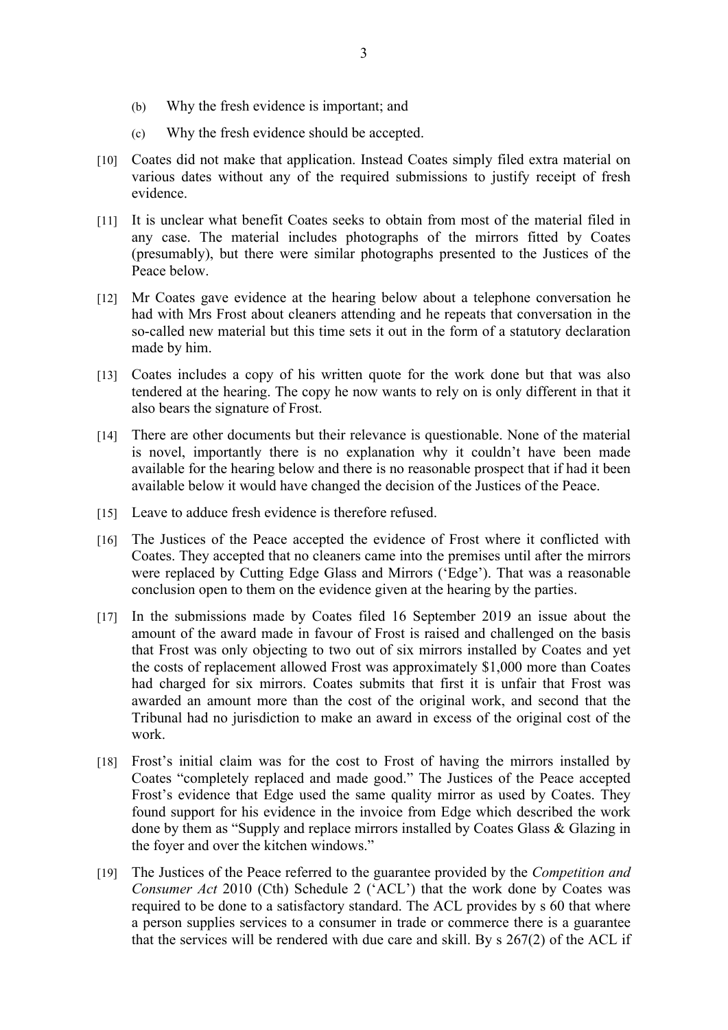(b) Why the fresh evidence is important; and

(c) Why the fresh evidence should be accepted.

[10] Coates did not make that application. Instead Coates simply filed extra material on various dates without any of the required submissions to justify receipt of fresh evidence.

[11] It is unclear what benefit Coates seeks to obtain from most of the material filed in any case. The material includes photographs of the mirrors fitted by Coates (presumably), but there were similar photographs presented to the Justices of the Peace below.

[12] Mr Coates gave evidence at the hearing below about a telephone conversation he had with Mrs Frost about cleaners attending and he repeats that conversation in the so-called new material but this time sets it out in the form of a statutory declaration made by him.

[13] Coates includes a copy of his written quote for the work done but that was also tendered at the hearing. The copy he now wants to rely on is only different in that it also bears the signature of Frost.

[14] There are other documents but their relevance is questionable. None of the material is novel, importantly there is no explanation why it couldn't have been made available for the hearing below and there is no reasonable prospect that if had it been available below it would have changed the decision of the Justices of the Peace.

[15] Leave to adduce fresh evidence is therefore refused.

[16] The Justices of the Peace accepted the evidence of Frost where it conflicted with Coates. They accepted that no cleaners came into the premises until after the mirrors were replaced by Cutting Edge Glass and Mirrors ('Edge'). That was a reasonable conclusion open to them on the evidence given at the hearing by the parties.

[17] In the submissions made by Coates filed 16 September 2019 an issue about the amount of the award made in favour of Frost is raised and challenged on the basis that Frost was only objecting to two out of six mirrors installed by Coates and yet the costs of replacement allowed Frost was approximately $1,000 more than Coates had charged for six mirrors. Coates submits that first it is unfair that Frost was awarded an amount more than the cost of the original work, and second that the Tribunal had no jurisdiction to make an award in excess of the original cost of the work.

[18] Frost's initial claim was for the cost to Frost of having the mirrors installed by Coates "completely replaced and made good." The Justices of the Peace accepted Frost's evidence that Edge used the same quality mirror as used by Coates. They found support for his evidence in the invoice from Edge which described the work done by them as "Supply and replace mirrors installed by Coates Glass & Glazing in the foyer and over the kitchen windows."

[19] The Justices of the Peace referred to the guarantee provided by the *Competition and Consumer Act* 2010 (Cth) Schedule 2 ('ACL') that the work done by Coates was required to be done to a satisfactory standard. The ACL provides by s 60 that where a person supplies services to a consumer in trade or commerce there is a guarantee that the services will be rendered with due care and skill. By s 267(2) of the ACL if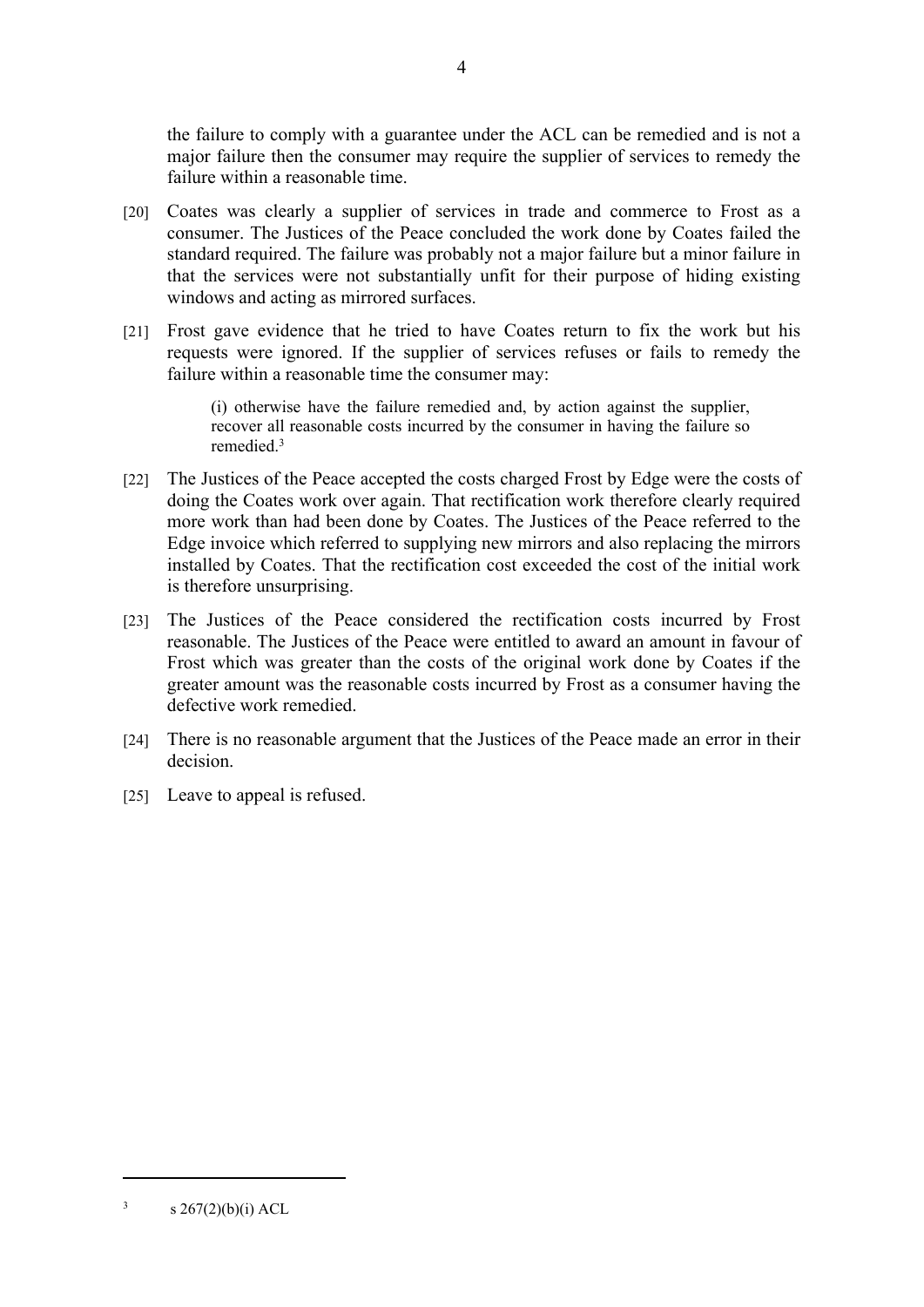the failure to comply with a guarantee under the ACL can be remedied and is not a major failure then the consumer may require the supplier of services to remedy the failure within a reasonable time.

[20] Coates was clearly a supplier of services in trade and commerce to Frost as a consumer. The Justices of the Peace concluded the work done by Coates failed the standard required. The failure was probably not a major failure but a minor failure in that the services were not substantially unfit for their purpose of hiding existing windows and acting as mirrored surfaces.

[21] Frost gave evidence that he tried to have Coates return to fix the work but his requests were ignored. If the supplier of services refuses or fails to remedy the failure within a reasonable time the consumer may:

> (i) otherwise have the failure remedied and, by action against the supplier, recover all reasonable costs incurred by the consumer in having the failure so remedied.[3]

[22] The Justices of the Peace accepted the costs charged Frost by Edge were the costs of doing the Coates work over again. That rectification work therefore clearly required more work than had been done by Coates. The Justices of the Peace referred to the Edge invoice which referred to supplying new mirrors and also replacing the mirrors installed by Coates. That the rectification cost exceeded the cost of the initial work is therefore unsurprising.

[23] The Justices of the Peace considered the rectification costs incurred by Frost reasonable. The Justices of the Peace were entitled to award an amount in favour of Frost which was greater than the costs of the original work done by Coates if the greater amount was the reasonable costs incurred by Frost as a consumer having the defective work remedied.

[24] There is no reasonable argument that the Justices of the Peace made an error in their decision.

[25] Leave to appeal is refused.

---

[3] s 267(2)(b)(i) ACL